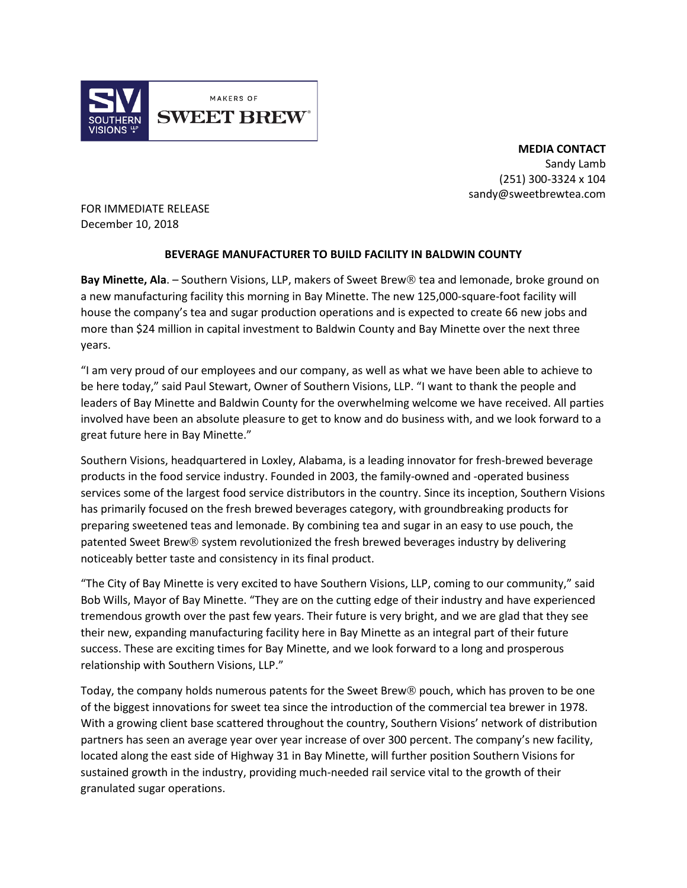SOUTHERN VISIONS LLP — MAKERS OF SWEET BREW®

**MEDIA CONTACT**
Sandy Lamb
(251) 300-3324 x 104
sandy@sweetbrewtea.com

FOR IMMEDIATE RELEASE
December 10, 2018

## BEVERAGE MANUFACTURER TO BUILD FACILITY IN BALDWIN COUNTY

**Bay Minette, Ala**. – Southern Visions, LLP, makers of Sweet Brew® tea and lemonade, broke ground on a new manufacturing facility this morning in Bay Minette. The new 125,000-square-foot facility will house the company's tea and sugar production operations and is expected to create 66 new jobs and more than $24 million in capital investment to Baldwin County and Bay Minette over the next three years.

"I am very proud of our employees and our company, as well as what we have been able to achieve to be here today," said Paul Stewart, Owner of Southern Visions, LLP. "I want to thank the people and leaders of Bay Minette and Baldwin County for the overwhelming welcome we have received. All parties involved have been an absolute pleasure to get to know and do business with, and we look forward to a great future here in Bay Minette."

Southern Visions, headquartered in Loxley, Alabama, is a leading innovator for fresh-brewed beverage products in the food service industry. Founded in 2003, the family-owned and -operated business services some of the largest food service distributors in the country. Since its inception, Southern Visions has primarily focused on the fresh brewed beverages category, with groundbreaking products for preparing sweetened teas and lemonade. By combining tea and sugar in an easy to use pouch, the patented Sweet Brew® system revolutionized the fresh brewed beverages industry by delivering noticeably better taste and consistency in its final product.

"The City of Bay Minette is very excited to have Southern Visions, LLP, coming to our community," said Bob Wills, Mayor of Bay Minette. "They are on the cutting edge of their industry and have experienced tremendous growth over the past few years. Their future is very bright, and we are glad that they see their new, expanding manufacturing facility here in Bay Minette as an integral part of their future success. These are exciting times for Bay Minette, and we look forward to a long and prosperous relationship with Southern Visions, LLP."

Today, the company holds numerous patents for the Sweet Brew® pouch, which has proven to be one of the biggest innovations for sweet tea since the introduction of the commercial tea brewer in 1978. With a growing client base scattered throughout the country, Southern Visions' network of distribution partners has seen an average year over year increase of over 300 percent. The company's new facility, located along the east side of Highway 31 in Bay Minette, will further position Southern Visions for sustained growth in the industry, providing much-needed rail service vital to the growth of their granulated sugar operations.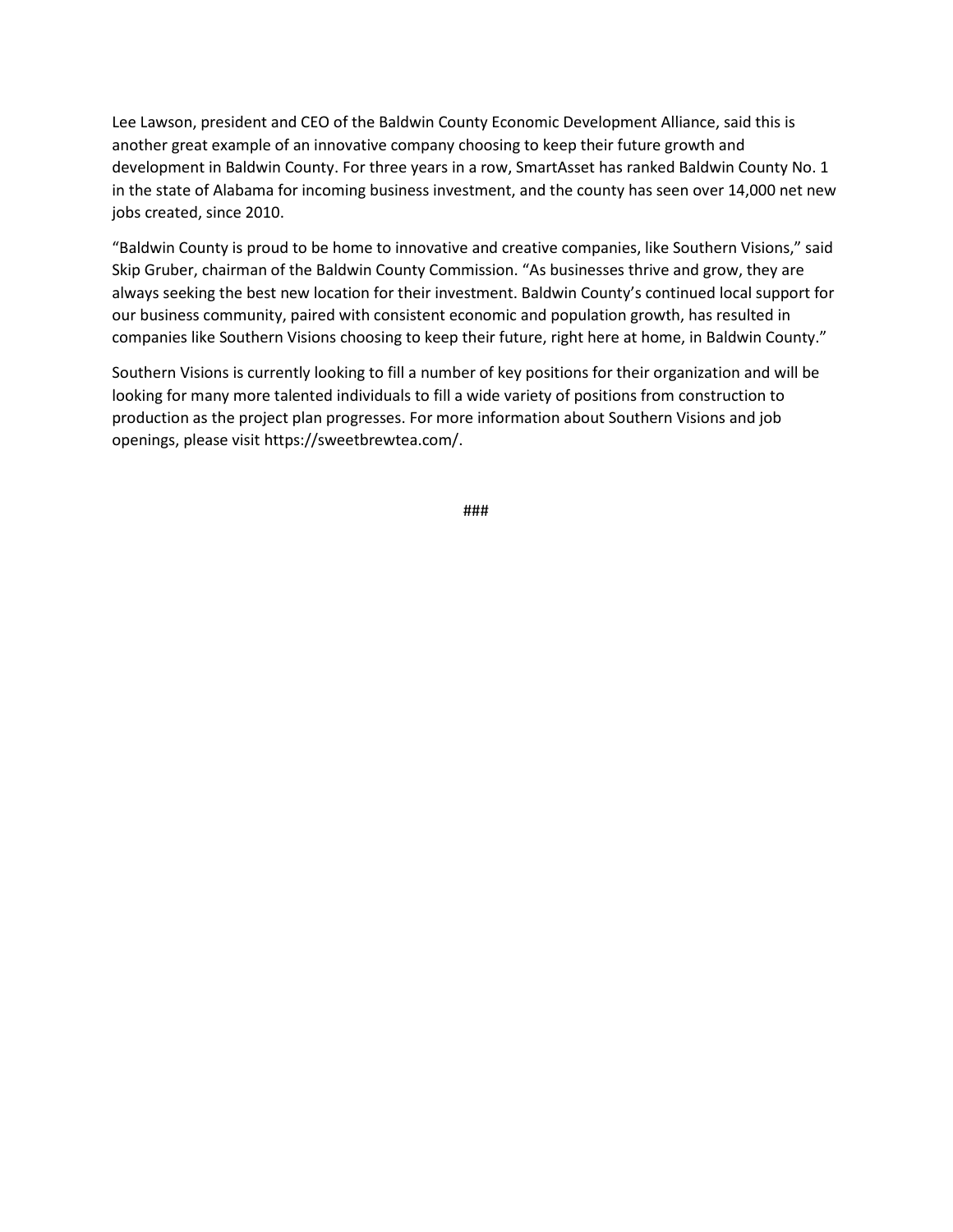Lee Lawson, president and CEO of the Baldwin County Economic Development Alliance, said this is another great example of an innovative company choosing to keep their future growth and development in Baldwin County. For three years in a row, SmartAsset has ranked Baldwin County No. 1 in the state of Alabama for incoming business investment, and the county has seen over 14,000 net new jobs created, since 2010.

“Baldwin County is proud to be home to innovative and creative companies, like Southern Visions,” said Skip Gruber, chairman of the Baldwin County Commission. “As businesses thrive and grow, they are always seeking the best new location for their investment. Baldwin County’s continued local support for our business community, paired with consistent economic and population growth, has resulted in companies like Southern Visions choosing to keep their future, right here at home, in Baldwin County.”

Southern Visions is currently looking to fill a number of key positions for their organization and will be looking for many more talented individuals to fill a wide variety of positions from construction to production as the project plan progresses. For more information about Southern Visions and job openings, please visit https://sweetbrewtea.com/.

###